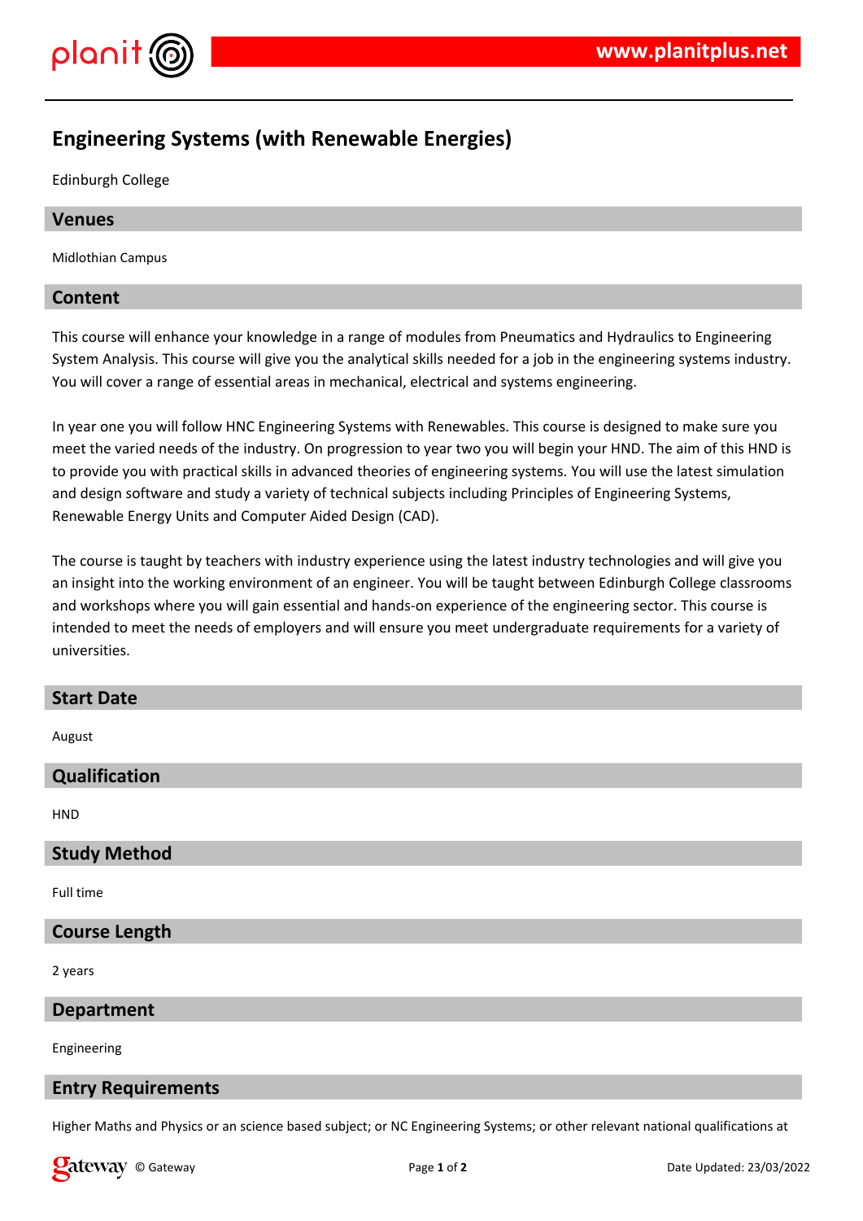# Engineering Systems (with Renewable Energies)

Edinburgh College

## Venues

Midlothian Campus

## Content

This course will enhance your knowledge in a range of modules from Pneumatics and Hydraulics to Engineering System Analysis. This course will give you the analytical skills needed for a job in the engineering systems industry. You will cover a range of essential areas in mechanical, electrical and systems engineering.

In year one you will follow HNC Engineering Systems with Renewables. This course is designed to make sure you meet the varied needs of the industry. On progression to year two you will begin your HND. The aim of this HND is to provide you with practical skills in advanced theories of engineering systems. You will use the latest simulation and design software and study a variety of technical subjects including Principles of Engineering Systems, Renewable Energy Units and Computer Aided Design (CAD).

The course is taught by teachers with industry experience using the latest industry technologies and will give you an insight into the working environment of an engineer. You will be taught between Edinburgh College classrooms and workshops where you will gain essential and hands-on experience of the engineering sector. This course is intended to meet the needs of employers and will ensure you meet undergraduate requirements for a variety of universities.

## Start Date

August

## Qualification

HND

## Study Method

Full time

## Course Length

2 years

## Department

Engineering

## Entry Requirements

Higher Maths and Physics or an science based subject; or NC Engineering Systems; or other relevant national qualifications at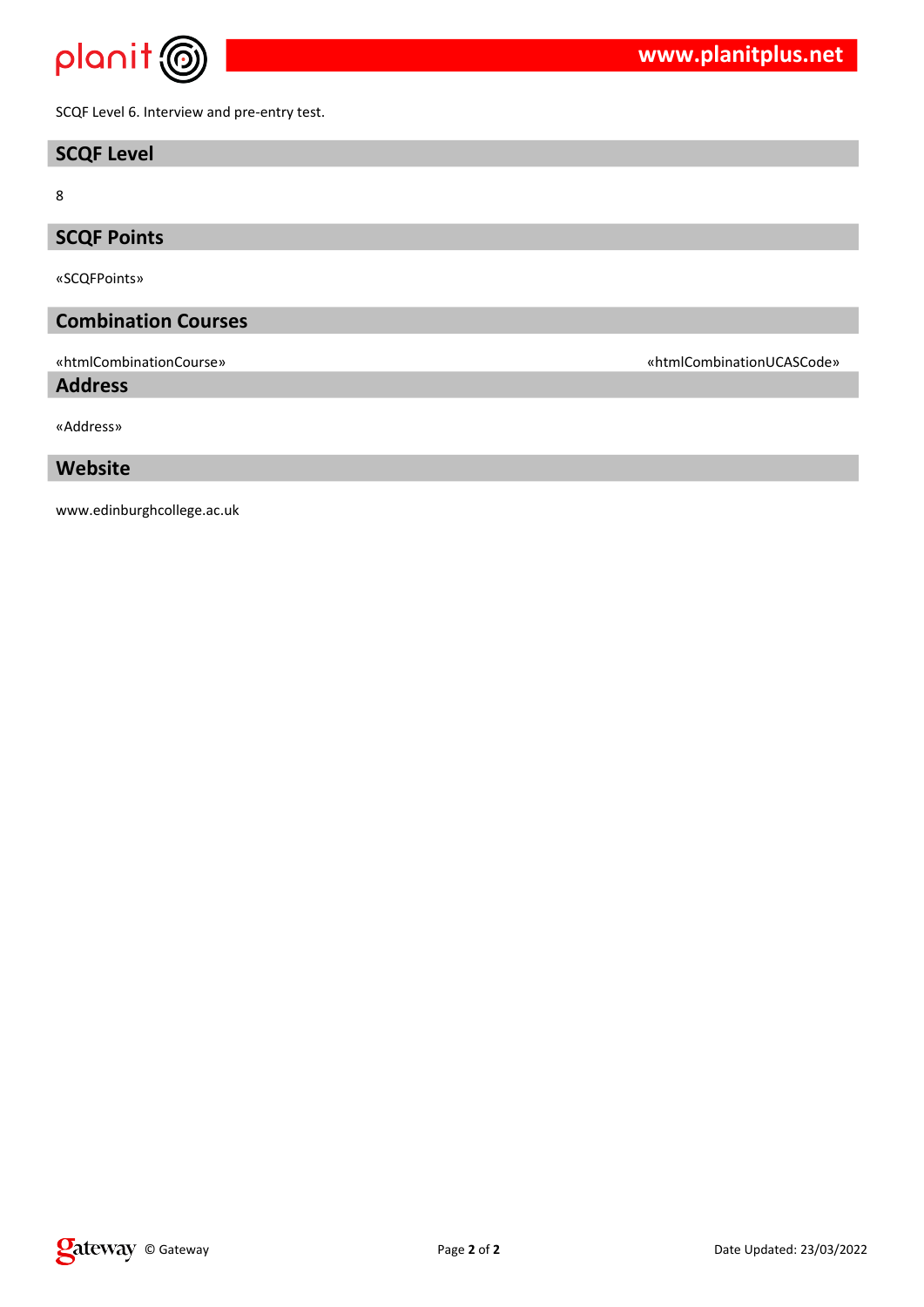SCQF Level 6. Interview and pre-entry test.

## SCQF Level

8

## SCQF Points

«SCQFPoints»

## Combination Courses

«htmlCombinationCourse» «htmlCombinationUCASCode»

## Address

«Address»

## Website

www.edinburghcollege.ac.uk